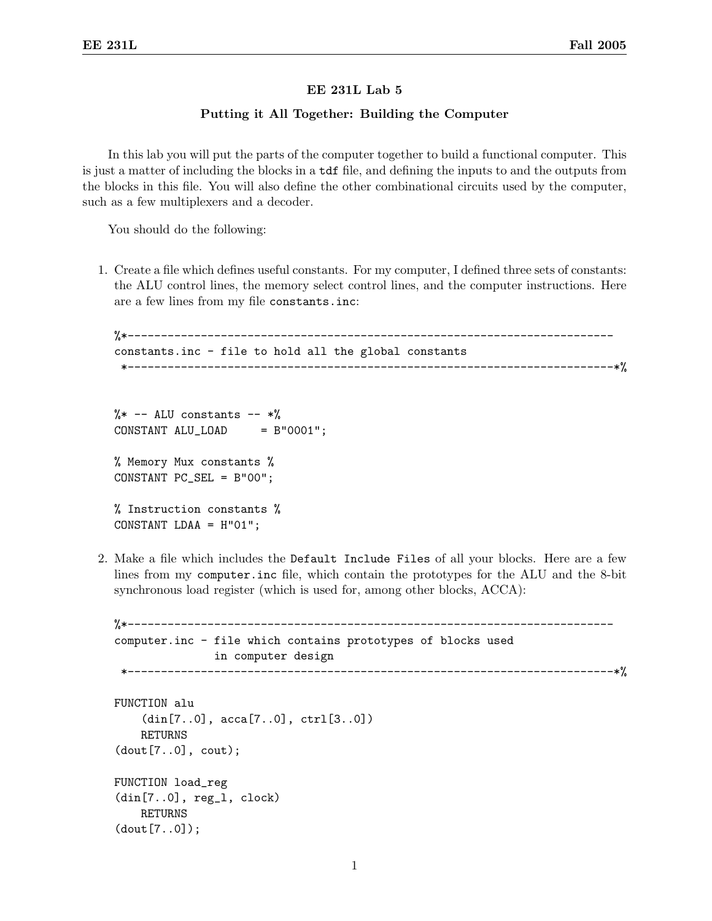# EE 231L Lab 5

## Putting it All Together: Building the Computer

In this lab you will put the parts of the computer together to build a functional computer. This is just a matter of including the blocks in a `tdf` file, and defining the inputs to and the outputs from the blocks in this file. You will also define the other combinational circuits used by the computer, such as a few multiplexers and a decoder.

You should do the following:

1. Create a file which defines useful constants. For my computer, I defined three sets of constants: the ALU control lines, the memory select control lines, and the computer instructions. Here are a few lines from my file `constants.inc`:

```
%*-------------------------------------------------------------------------
constants.inc - file to hold all the global constants
 *-------------------------------------------------------------------------*%


%* -- ALU constants -- *%
CONSTANT ALU_LOAD     = B"0001";

% Memory Mux constants %
CONSTANT PC_SEL = B"00";

% Instruction constants %
CONSTANT LDAA = H"01";
```

2. Make a file which includes the `Default Include Files` of all your blocks. Here are a few lines from my `computer.inc` file, which contain the prototypes for the ALU and the 8-bit synchronous load register (which is used for, among other blocks, ACCA):

```
%*-------------------------------------------------------------------------
computer.inc - file which contains prototypes of blocks used
               in computer design
 *-------------------------------------------------------------------------*%

FUNCTION alu
    (din[7..0], acca[7..0], ctrl[3..0])
    RETURNS
(dout[7..0], cout);

FUNCTION load_reg
(din[7..0], reg_l, clock)
    RETURNS
(dout[7..0]);
```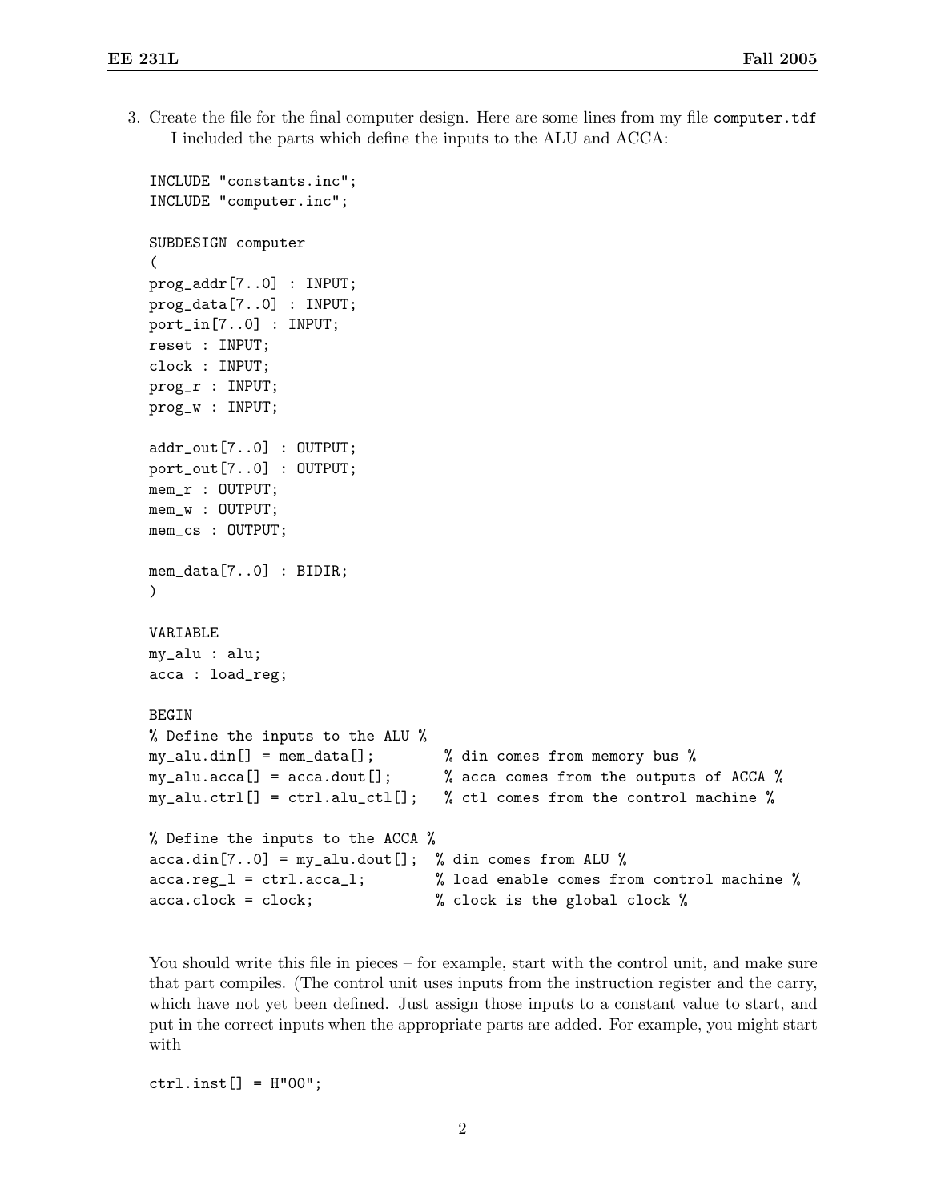3. Create the file for the final computer design. Here are some lines from my file `computer.tdf` — I included the parts which define the inputs to the ALU and ACCA:

```
INCLUDE "constants.inc";
INCLUDE "computer.inc";

SUBDESIGN computer
(
prog_addr[7..0] : INPUT;
prog_data[7..0] : INPUT;
port_in[7..0] : INPUT;
reset : INPUT;
clock : INPUT;
prog_r : INPUT;
prog_w : INPUT;

addr_out[7..0] : OUTPUT;
port_out[7..0] : OUTPUT;
mem_r : OUTPUT;
mem_w : OUTPUT;
mem_cs : OUTPUT;

mem_data[7..0] : BIDIR;
)

VARIABLE
my_alu : alu;
acca : load_reg;

BEGIN
% Define the inputs to the ALU %
my_alu.din[] = mem_data[];        % din comes from memory bus %
my_alu.acca[] = acca.dout[];      % acca comes from the outputs of ACCA %
my_alu.ctrl[] = ctrl.alu_ctl[];   % ctl comes from the control machine %

% Define the inputs to the ACCA %
acca.din[7..0] = my_alu.dout[];  % din comes from ALU %
acca.reg_l = ctrl.acca_l;        % load enable comes from control machine %
acca.clock = clock;              % clock is the global clock %
```

You should write this file in pieces – for example, start with the control unit, and make sure that part compiles. (The control unit uses inputs from the instruction register and the carry, which have not yet been defined. Just assign those inputs to a constant value to start, and put in the correct inputs when the appropriate parts are added. For example, you might start with

```
ctrl.inst[] = H"00";
```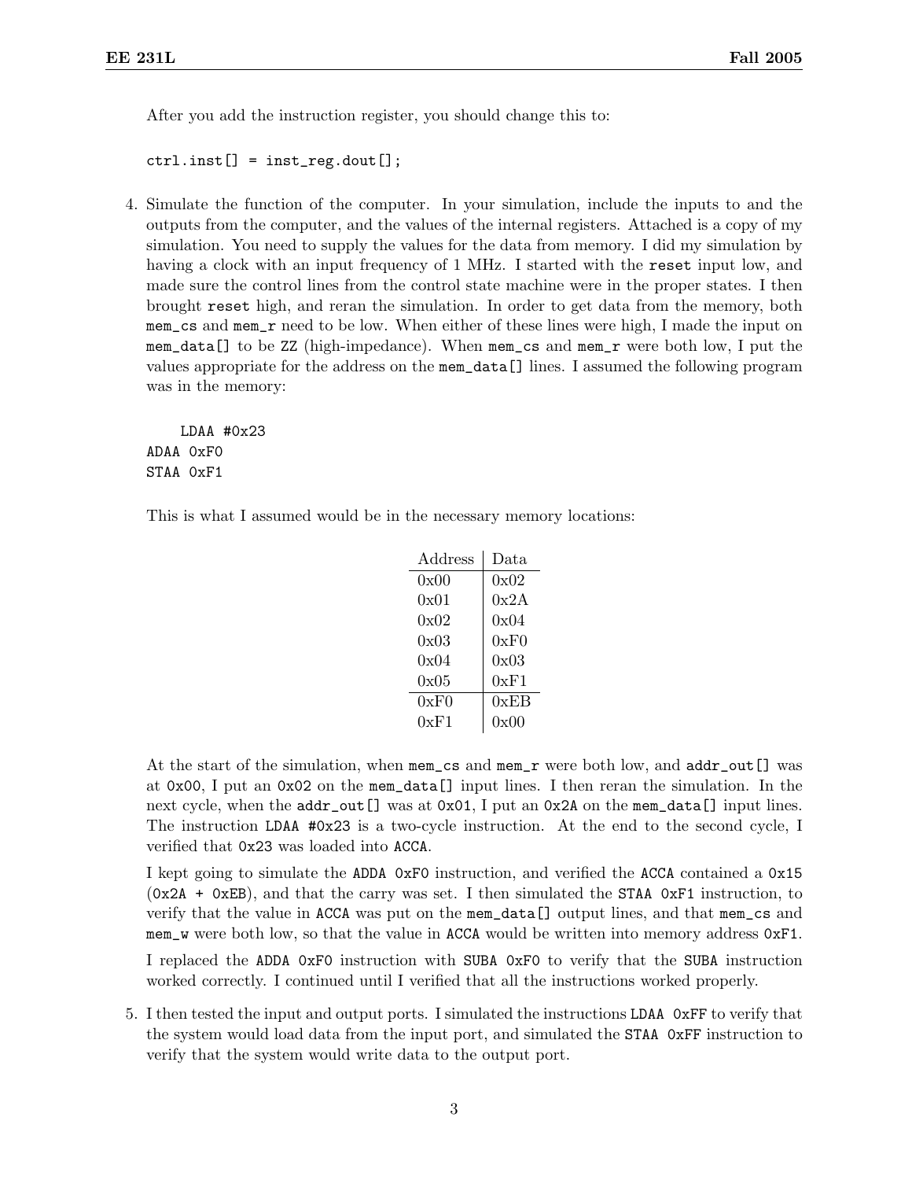After you add the instruction register, you should change this to:

```
ctrl.inst[] = inst_reg.dout[];
```

4. Simulate the function of the computer. In your simulation, include the inputs to and the outputs from the computer, and the values of the internal registers. Attached is a copy of my simulation. You need to supply the values for the data from memory. I did my simulation by having a clock with an input frequency of 1 MHz. I started with the `reset` input low, and made sure the control lines from the control state machine were in the proper states. I then brought `reset` high, and reran the simulation. In order to get data from the memory, both `mem_cs` and `mem_r` need to be low. When either of these lines were high, I made the input on `mem_data[]` to be `ZZ` (high-impedance). When `mem_cs` and `mem_r` were both low, I put the values appropriate for the address on the `mem_data[]` lines. I assumed the following program was in the memory:

   ```
       LDAA #0x23
   ADAA 0xF0
   STAA 0xF1
   ```

   This is what I assumed would be in the necessary memory locations:

   | Address | Data |
   |---|---|
   | 0x00 | 0x02 |
   | 0x01 | 0x2A |
   | 0x02 | 0x04 |
   | 0x03 | 0xF0 |
   | 0x04 | 0x03 |
   | 0x05 | 0xF1 |
   | 0xF0 | 0xEB |
   | 0xF1 | 0x00 |

   At the start of the simulation, when `mem_cs` and `mem_r` were both low, and `addr_out[]` was at `0x00`, I put an `0x02` on the `mem_data[]` input lines. I then reran the simulation. In the next cycle, when the `addr_out[]` was at `0x01`, I put an `0x2A` on the `mem_data[]` input lines. The instruction `LDAA #0x23` is a two-cycle instruction. At the end to the second cycle, I verified that `0x23` was loaded into `ACCA`.

   I kept going to simulate the `ADDA 0xF0` instruction, and verified the `ACCA` contained a `0x15` (`0x2A + 0xEB`), and that the carry was set. I then simulated the `STAA 0xF1` instruction, to verify that the value in `ACCA` was put on the `mem_data[]` output lines, and that `mem_cs` and `mem_w` were both low, so that the value in `ACCA` would be written into memory address `0xF1`.

   I replaced the `ADDA 0xF0` instruction with `SUBA 0xF0` to verify that the `SUBA` instruction worked correctly. I continued until I verified that all the instructions worked properly.

5. I then tested the input and output ports. I simulated the instructions `LDAA 0xFF` to verify that the system would load data from the input port, and simulated the `STAA 0xFF` instruction to verify that the system would write data to the output port.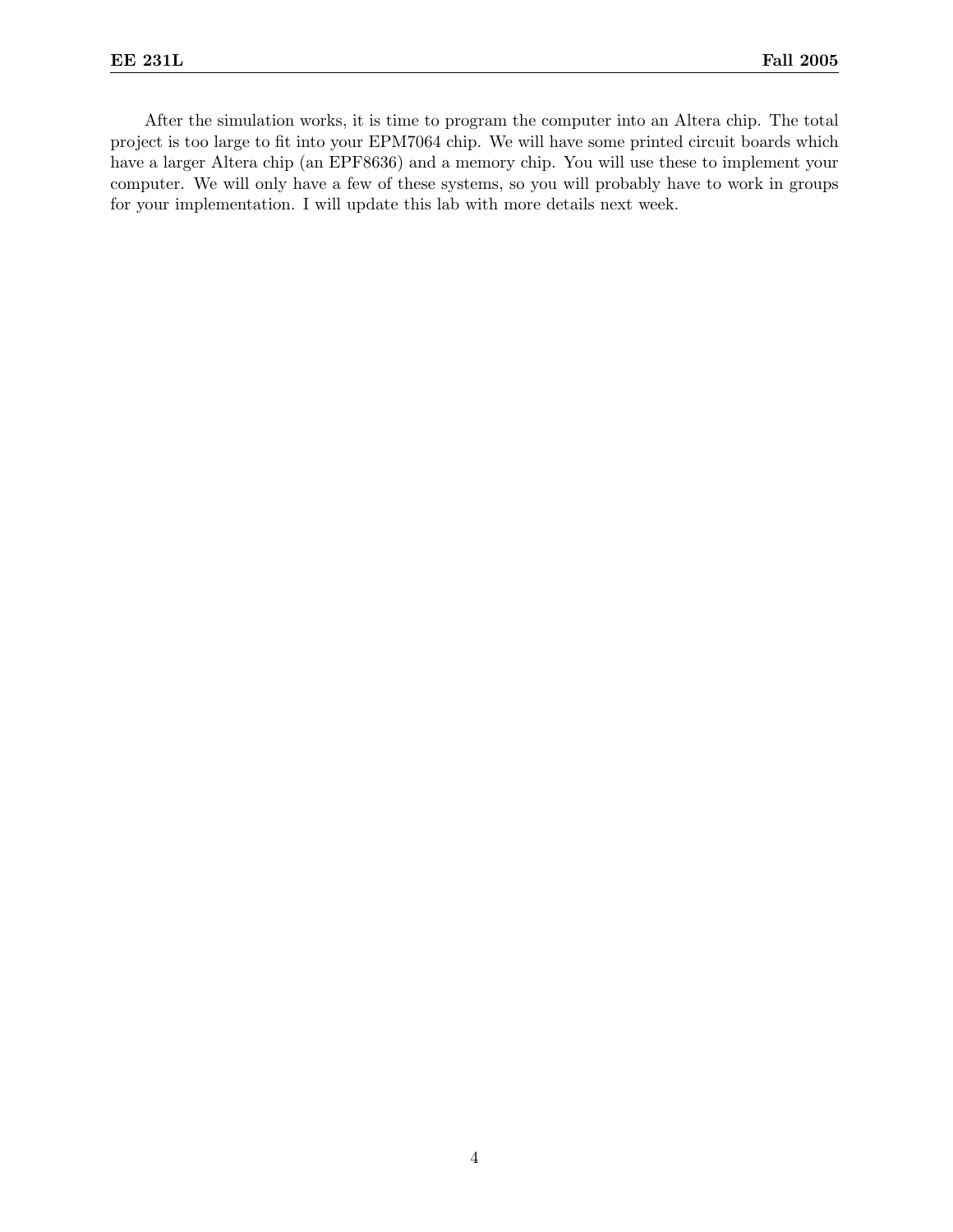After the simulation works, it is time to program the computer into an Altera chip. The total project is too large to fit into your EPM7064 chip. We will have some printed circuit boards which have a larger Altera chip (an EPF8636) and a memory chip. You will use these to implement your computer. We will only have a few of these systems, so you will probably have to work in groups for your implementation. I will update this lab with more details next week.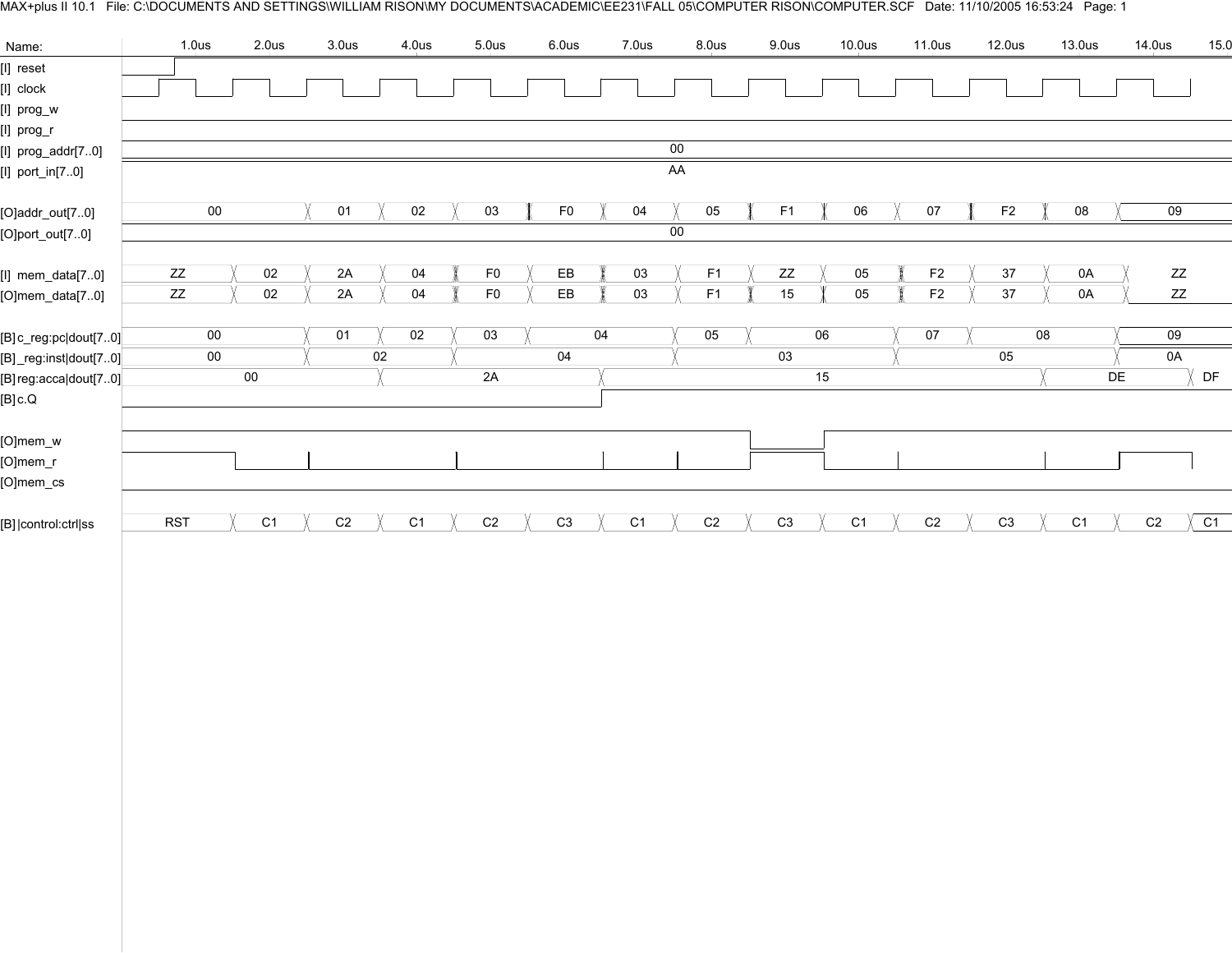MAX+plus II 10.1 File: C:\DOCUMENTS AND SETTINGS\WILLIAM RISON\MY DOCUMENTS\ACADEMIC\EE231\FALL 05\COMPUTER RISON\COMPUTER.SCF Date: 11/10/2005 16:53:24 Page: 1

Name: 1.0us 2.0us 3.0us 4.0us 5.0us 6.0us 7.0us 8.0us 9.0us 10.0us 11.0us 12.0us 13.0us 14.0us 15.0

[I] reset

[I] clock

[I] prog_w

[I] prog_r

[I] prog_addr[7..0] 00

[I] port_in[7..0] AA

[O]addr_out[7..0] 00 01 02 03 F0 04 05 F1 06 07 F2 08 09

[O]port_out[7..0] 00

[I] mem_data[7..0] ZZ 02 2A 04 F0 EB 03 F1 ZZ 05 F2 37 0A ZZ

[O]mem_data[7..0] ZZ 02 2A 04 F0 EB 03 F1 15 05 F2 37 0A ZZ

[B] c_reg:pc|dout[7..0] 00 01 02 03 04 05 06 07 08 09

[B] _reg:inst|dout[7..0] 00 02 04 03 05 0A

[B] reg:acca|dout[7..0] 00 2A 15 DE DF

[B] c.Q

[O]mem_w

[O]mem_r

[O]mem_cs

[B] |control:ctrl|ss RST C1 C2 C1 C2 C3 C1 C2 C3 C1 C2 C3 C1 C2 C1